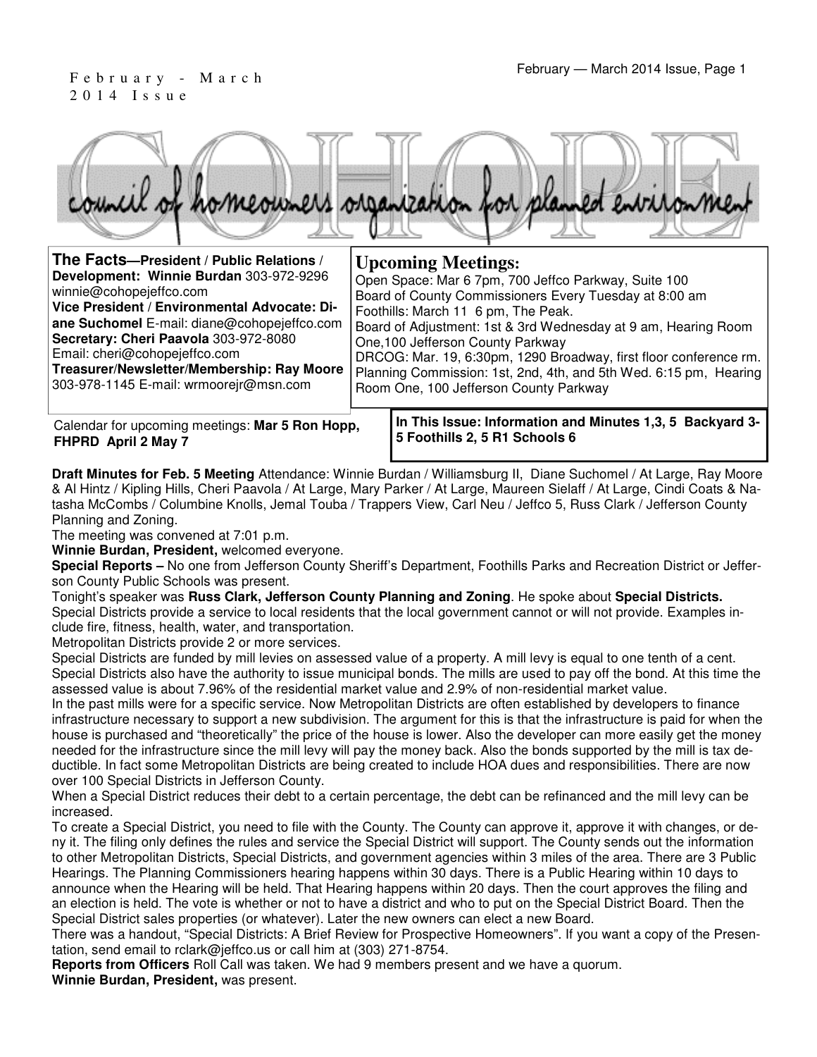February - March
2014 Issue

# COHOPE

council of homeowners organization for planned environment

**The Facts—President / Public Relations / Development: Winnie Burdan** 303-972-9296
winnie@cohopejeffco.com
**Vice President / Environmental Advocate: Diane Suchomel** E-mail: diane@cohopejeffco.com
**Secretary: Cheri Paavola** 303-972-8080
Email: cheri@cohopejeffco.com
**Treasurer/Newsletter/Membership: Ray Moore** 303-978-1145 E-mail: wrmoorejr@msn.com

## Upcoming Meetings:

Open Space: Mar 6 7pm, 700 Jeffco Parkway, Suite 100
Board of County Commissioners Every Tuesday at 8:00 am
Foothills: March 11 6 pm, The Peak.
Board of Adjustment: 1st & 3rd Wednesday at 9 am, Hearing Room One,100 Jefferson County Parkway
DRCOG: Mar. 19, 6:30pm, 1290 Broadway, first floor conference rm.
Planning Commission: 1st, 2nd, 4th, and 5th Wed. 6:15 pm, Hearing Room One, 100 Jefferson County Parkway

Calendar for upcoming meetings: **Mar 5 Ron Hopp, FHPRD April 2 May 7**

**In This Issue: Information and Minutes 1,3, 5 Backyard 3-5 Foothills 2, 5 R1 Schools 6**

**Draft Minutes for Feb. 5 Meeting** Attendance: Winnie Burdan / Williamsburg II, Diane Suchomel / At Large, Ray Moore & Al Hintz / Kipling Hills, Cheri Paavola / At Large, Mary Parker / At Large, Maureen Sielaff / At Large, Cindi Coats & Natasha McCombs / Columbine Knolls, Jemal Touba / Trappers View, Carl Neu / Jeffco 5, Russ Clark / Jefferson County Planning and Zoning.

The meeting was convened at 7:01 p.m.

**Winnie Burdan, President,** welcomed everyone.

**Special Reports –** No one from Jefferson County Sheriff's Department, Foothills Parks and Recreation District or Jefferson County Public Schools was present.

Tonight's speaker was **Russ Clark, Jefferson County Planning and Zoning**. He spoke about **Special Districts.** Special Districts provide a service to local residents that the local government cannot or will not provide. Examples include fire, fitness, health, water, and transportation.

Metropolitan Districts provide 2 or more services.

Special Districts are funded by mill levies on assessed value of a property. A mill levy is equal to one tenth of a cent. Special Districts also have the authority to issue municipal bonds. The mills are used to pay off the bond. At this time the assessed value is about 7.96% of the residential market value and 2.9% of non-residential market value.

In the past mills were for a specific service. Now Metropolitan Districts are often established by developers to finance infrastructure necessary to support a new subdivision. The argument for this is that the infrastructure is paid for when the house is purchased and "theoretically" the price of the house is lower. Also the developer can more easily get the money needed for the infrastructure since the mill levy will pay the money back. Also the bonds supported by the mill is tax deductible. In fact some Metropolitan Districts are being created to include HOA dues and responsibilities. There are now over 100 Special Districts in Jefferson County.

When a Special District reduces their debt to a certain percentage, the debt can be refinanced and the mill levy can be increased.

To create a Special District, you need to file with the County. The County can approve it, approve it with changes, or deny it. The filing only defines the rules and service the Special District will support. The County sends out the information to other Metropolitan Districts, Special Districts, and government agencies within 3 miles of the area. There are 3 Public Hearings. The Planning Commissioners hearing happens within 30 days. There is a Public Hearing within 10 days to announce when the Hearing will be held. That Hearing happens within 20 days. Then the court approves the filing and an election is held. The vote is whether or not to have a district and who to put on the Special District Board. Then the Special District sales properties (or whatever). Later the new owners can elect a new Board.

There was a handout, "Special Districts: A Brief Review for Prospective Homeowners". If you want a copy of the Presentation, send email to rclark@jeffco.us or call him at (303) 271-8754.

**Reports from Officers** Roll Call was taken. We had 9 members present and we have a quorum.

**Winnie Burdan, President,** was present.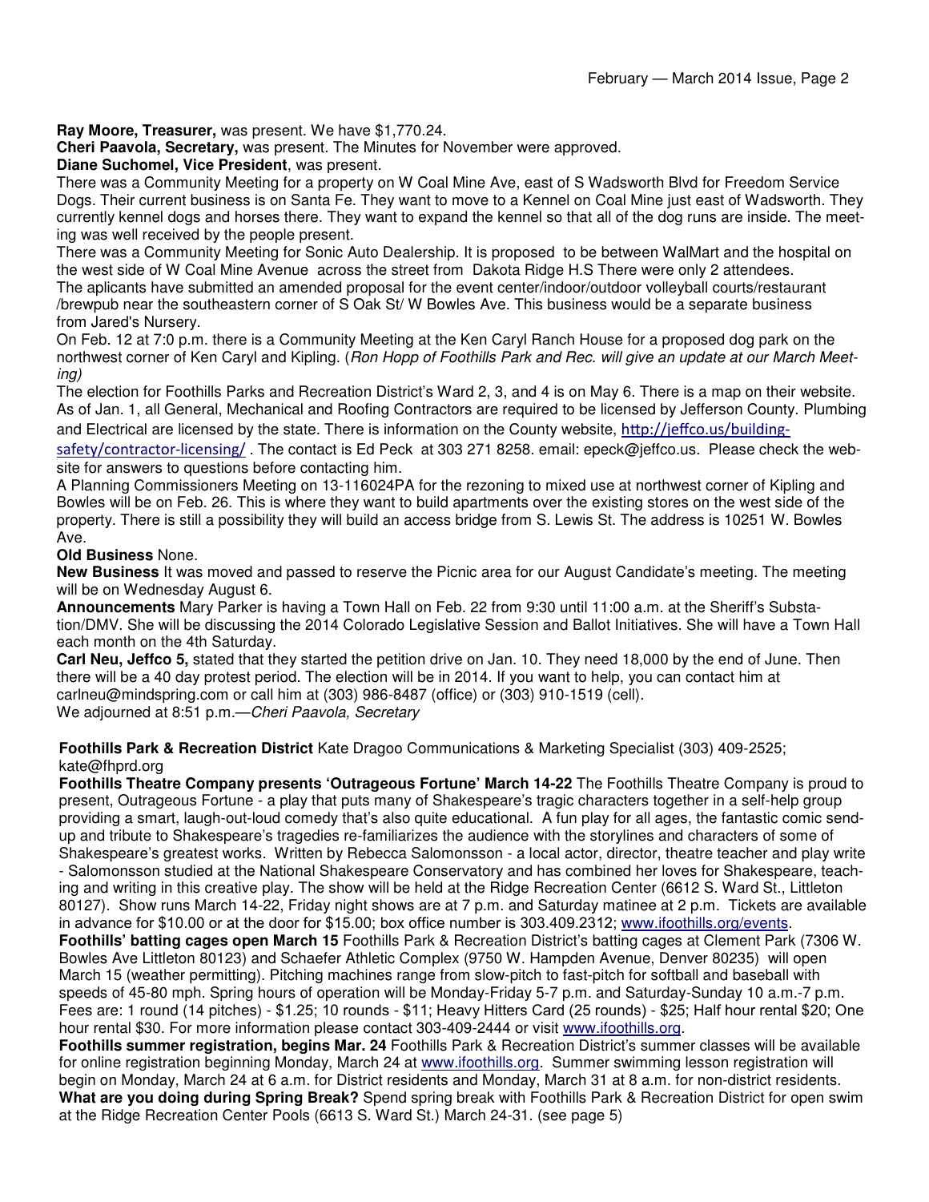**Ray Moore, Treasurer,** was present. We have $1,770.24.
**Cheri Paavola, Secretary,** was present. The Minutes for November were approved.
**Diane Suchomel, Vice President**, was present.

There was a Community Meeting for a property on W Coal Mine Ave, east of S Wadsworth Blvd for Freedom Service Dogs. Their current business is on Santa Fe. They want to move to a Kennel on Coal Mine just east of Wadsworth. They currently kennel dogs and horses there. They want to expand the kennel so that all of the dog runs are inside. The meeting was well received by the people present.

There was a Community Meeting for Sonic Auto Dealership. It is proposed to be between WalMart and the hospital on the west side of W Coal Mine Avenue across the street from Dakota Ridge H.S There were only 2 attendees.

The aplicants have submitted an amended proposal for the event center/indoor/outdoor volleyball courts/restaurant /brewpub near the southeastern corner of S Oak St/ W Bowles Ave. This business would be a separate business from Jared's Nursery.

On Feb. 12 at 7:0 p.m. there is a Community Meeting at the Ken Caryl Ranch House for a proposed dog park on the northwest corner of Ken Caryl and Kipling. (*Ron Hopp of Foothills Park and Rec. will give an update at our March Meeting)*

The election for Foothills Parks and Recreation District's Ward 2, 3, and 4 is on May 6. There is a map on their website.

As of Jan. 1, all General, Mechanical and Roofing Contractors are required to be licensed by Jefferson County. Plumbing and Electrical are licensed by the state. There is information on the County website, http://jeffco.us/building-safety/contractor-licensing/ . The contact is Ed Peck at 303 271 8258. email: epeck@jeffco.us. Please check the website for answers to questions before contacting him.

A Planning Commissioners Meeting on 13-116024PA for the rezoning to mixed use at northwest corner of Kipling and Bowles will be on Feb. 26. This is where they want to build apartments over the existing stores on the west side of the property. There is still a possibility they will build an access bridge from S. Lewis St. The address is 10251 W. Bowles Ave.

**Old Business** None.

**New Business** It was moved and passed to reserve the Picnic area for our August Candidate's meeting. The meeting will be on Wednesday August 6.

**Announcements** Mary Parker is having a Town Hall on Feb. 22 from 9:30 until 11:00 a.m. at the Sheriff's Substation/DMV. She will be discussing the 2014 Colorado Legislative Session and Ballot Initiatives. She will have a Town Hall each month on the 4th Saturday.

**Carl Neu, Jeffco 5,** stated that they started the petition drive on Jan. 10. They need 18,000 by the end of June. Then there will be a 40 day protest period. The election will be in 2014. If you want to help, you can contact him at carlneu@mindspring.com or call him at (303) 986-8487 (office) or (303) 910-1519 (cell).

We adjourned at 8:51 p.m.—*Cheri Paavola, Secretary*

**Foothills Park & Recreation District** Kate Dragoo Communications & Marketing Specialist (303) 409-2525; kate@fhprd.org

**Foothills Theatre Company presents 'Outrageous Fortune' March 14-22** The Foothills Theatre Company is proud to present, Outrageous Fortune - a play that puts many of Shakespeare's tragic characters together in a self-help group providing a smart, laugh-out-loud comedy that's also quite educational. A fun play for all ages, the fantastic comic send-up and tribute to Shakespeare's tragedies re-familiarizes the audience with the storylines and characters of some of Shakespeare's greatest works. Written by Rebecca Salomonsson - a local actor, director, theatre teacher and play write - Salomonsson studied at the National Shakespeare Conservatory and has combined her loves for Shakespeare, teaching and writing in this creative play. The show will be held at the Ridge Recreation Center (6612 S. Ward St., Littleton 80127). Show runs March 14-22, Friday night shows are at 7 p.m. and Saturday matinee at 2 p.m. Tickets are available in advance for $10.00 or at the door for $15.00; box office number is 303.409.2312; www.ifoothills.org/events.

**Foothills' batting cages open March 15** Foothills Park & Recreation District's batting cages at Clement Park (7306 W. Bowles Ave Littleton 80123) and Schaefer Athletic Complex (9750 W. Hampden Avenue, Denver 80235) will open March 15 (weather permitting). Pitching machines range from slow-pitch to fast-pitch for softball and baseball with speeds of 45-80 mph. Spring hours of operation will be Monday-Friday 5-7 p.m. and Saturday-Sunday 10 a.m.-7 p.m. Fees are: 1 round (14 pitches) - $1.25; 10 rounds - $11; Heavy Hitters Card (25 rounds) - $25; Half hour rental $20; One hour rental $30. For more information please contact 303-409-2444 or visit www.ifoothills.org.

**Foothills summer registration, begins Mar. 24** Foothills Park & Recreation District's summer classes will be available for online registration beginning Monday, March 24 at www.ifoothills.org. Summer swimming lesson registration will begin on Monday, March 24 at 6 a.m. for District residents and Monday, March 31 at 8 a.m. for non-district residents.

**What are you doing during Spring Break?** Spend spring break with Foothills Park & Recreation District for open swim at the Ridge Recreation Center Pools (6613 S. Ward St.) March 24-31. (see page 5)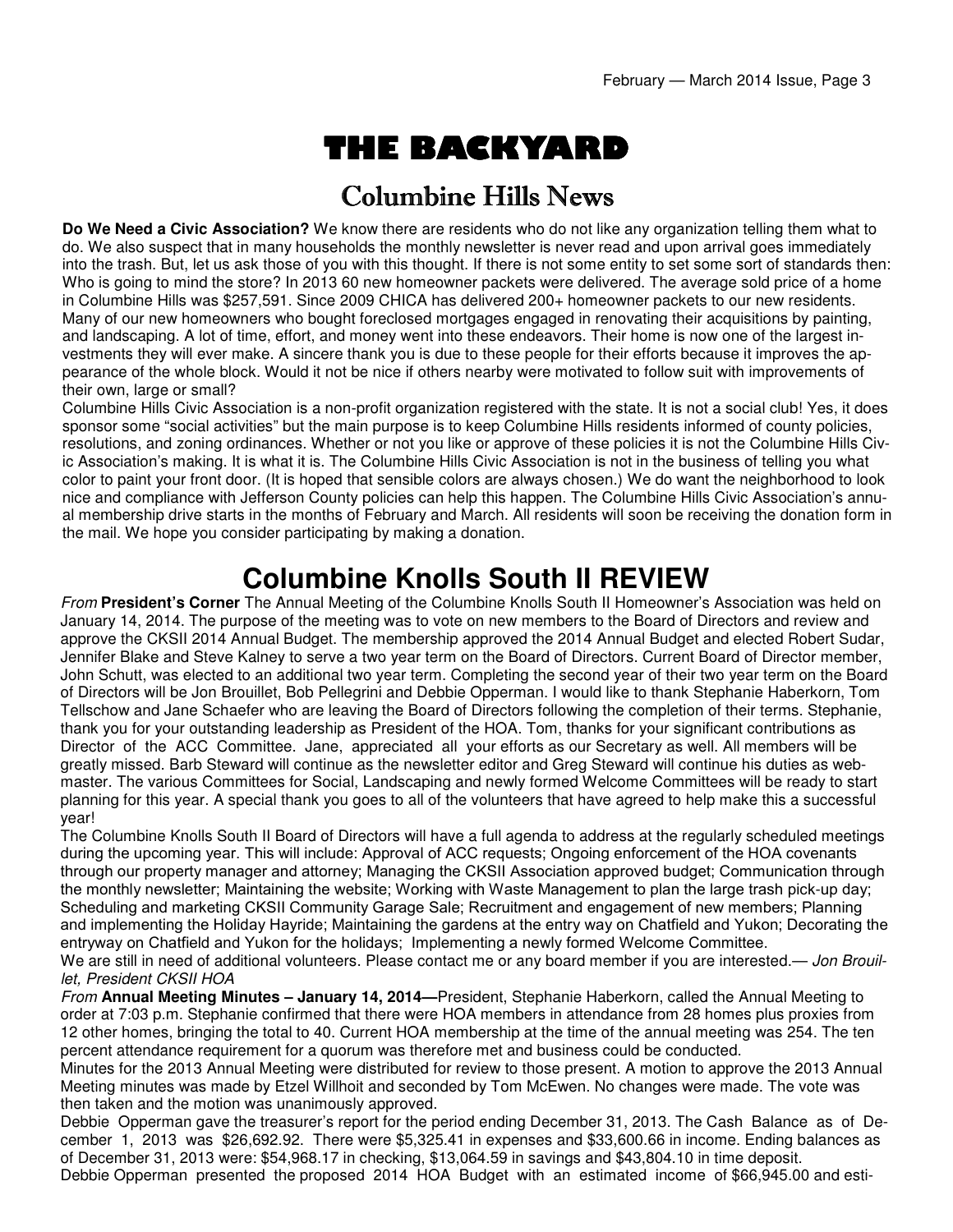# THE BACKYARD

## Columbine Hills News

**Do We Need a Civic Association?** We know there are residents who do not like any organization telling them what to do. We also suspect that in many households the monthly newsletter is never read and upon arrival goes immediately into the trash. But, let us ask those of you with this thought. If there is not some entity to set some sort of standards then: Who is going to mind the store? In 2013 60 new homeowner packets were delivered. The average sold price of a home in Columbine Hills was $257,591. Since 2009 CHICA has delivered 200+ homeowner packets to our new residents. Many of our new homeowners who bought foreclosed mortgages engaged in renovating their acquisitions by painting, and landscaping. A lot of time, effort, and money went into these endeavors. Their home is now one of the largest investments they will ever make. A sincere thank you is due to these people for their efforts because it improves the appearance of the whole block. Would it not be nice if others nearby were motivated to follow suit with improvements of their own, large or small?

Columbine Hills Civic Association is a non-profit organization registered with the state. It is not a social club! Yes, it does sponsor some "social activities" but the main purpose is to keep Columbine Hills residents informed of county policies, resolutions, and zoning ordinances. Whether or not you like or approve of these policies it is not the Columbine Hills Civic Association's making. It is what it is. The Columbine Hills Civic Association is not in the business of telling you what color to paint your front door. (It is hoped that sensible colors are always chosen.) We do want the neighborhood to look nice and compliance with Jefferson County policies can help this happen. The Columbine Hills Civic Association's annual membership drive starts in the months of February and March. All residents will soon be receiving the donation form in the mail. We hope you consider participating by making a donation.

# Columbine Knolls South II REVIEW

*From* **President's Corner** The Annual Meeting of the Columbine Knolls South II Homeowner's Association was held on January 14, 2014. The purpose of the meeting was to vote on new members to the Board of Directors and review and approve the CKSII 2014 Annual Budget. The membership approved the 2014 Annual Budget and elected Robert Sudar, Jennifer Blake and Steve Kalney to serve a two year term on the Board of Directors. Current Board of Director member, John Schutt, was elected to an additional two year term. Completing the second year of their two year term on the Board of Directors will be Jon Brouillet, Bob Pellegrini and Debbie Opperman. I would like to thank Stephanie Haberkorn, Tom Tellschow and Jane Schaefer who are leaving the Board of Directors following the completion of their terms. Stephanie, thank you for your outstanding leadership as President of the HOA. Tom, thanks for your significant contributions as Director of the ACC Committee. Jane, appreciated all your efforts as our Secretary as well. All members will be greatly missed. Barb Steward will continue as the newsletter editor and Greg Steward will continue his duties as webmaster. The various Committees for Social, Landscaping and newly formed Welcome Committees will be ready to start planning for this year. A special thank you goes to all of the volunteers that have agreed to help make this a successful year!

The Columbine Knolls South II Board of Directors will have a full agenda to address at the regularly scheduled meetings during the upcoming year. This will include: Approval of ACC requests; Ongoing enforcement of the HOA covenants through our property manager and attorney; Managing the CKSII Association approved budget; Communication through the monthly newsletter; Maintaining the website; Working with Waste Management to plan the large trash pick-up day; Scheduling and marketing CKSII Community Garage Sale; Recruitment and engagement of new members; Planning and implementing the Holiday Hayride; Maintaining the gardens at the entry way on Chatfield and Yukon; Decorating the entryway on Chatfield and Yukon for the holidays; Implementing a newly formed Welcome Committee.

We are still in need of additional volunteers. Please contact me or any board member if you are interested.— *Jon Brouillet, President CKSII HOA*

*From* **Annual Meeting Minutes – January 14, 2014—**President, Stephanie Haberkorn, called the Annual Meeting to order at 7:03 p.m. Stephanie confirmed that there were HOA members in attendance from 28 homes plus proxies from 12 other homes, bringing the total to 40. Current HOA membership at the time of the annual meeting was 254. The ten percent attendance requirement for a quorum was therefore met and business could be conducted.

Minutes for the 2013 Annual Meeting were distributed for review to those present. A motion to approve the 2013 Annual Meeting minutes was made by Etzel Willhoit and seconded by Tom McEwen. No changes were made. The vote was then taken and the motion was unanimously approved.

Debbie Opperman gave the treasurer's report for the period ending December 31, 2013. The Cash Balance as of December 1, 2013 was $26,692.92. There were $5,325.41 in expenses and $33,600.66 in income. Ending balances as of December 31, 2013 were: $54,968.17 in checking, $13,064.59 in savings and $43,804.10 in time deposit.

Debbie Opperman presented the proposed 2014 HOA Budget with an estimated income of $66,945.00 and esti-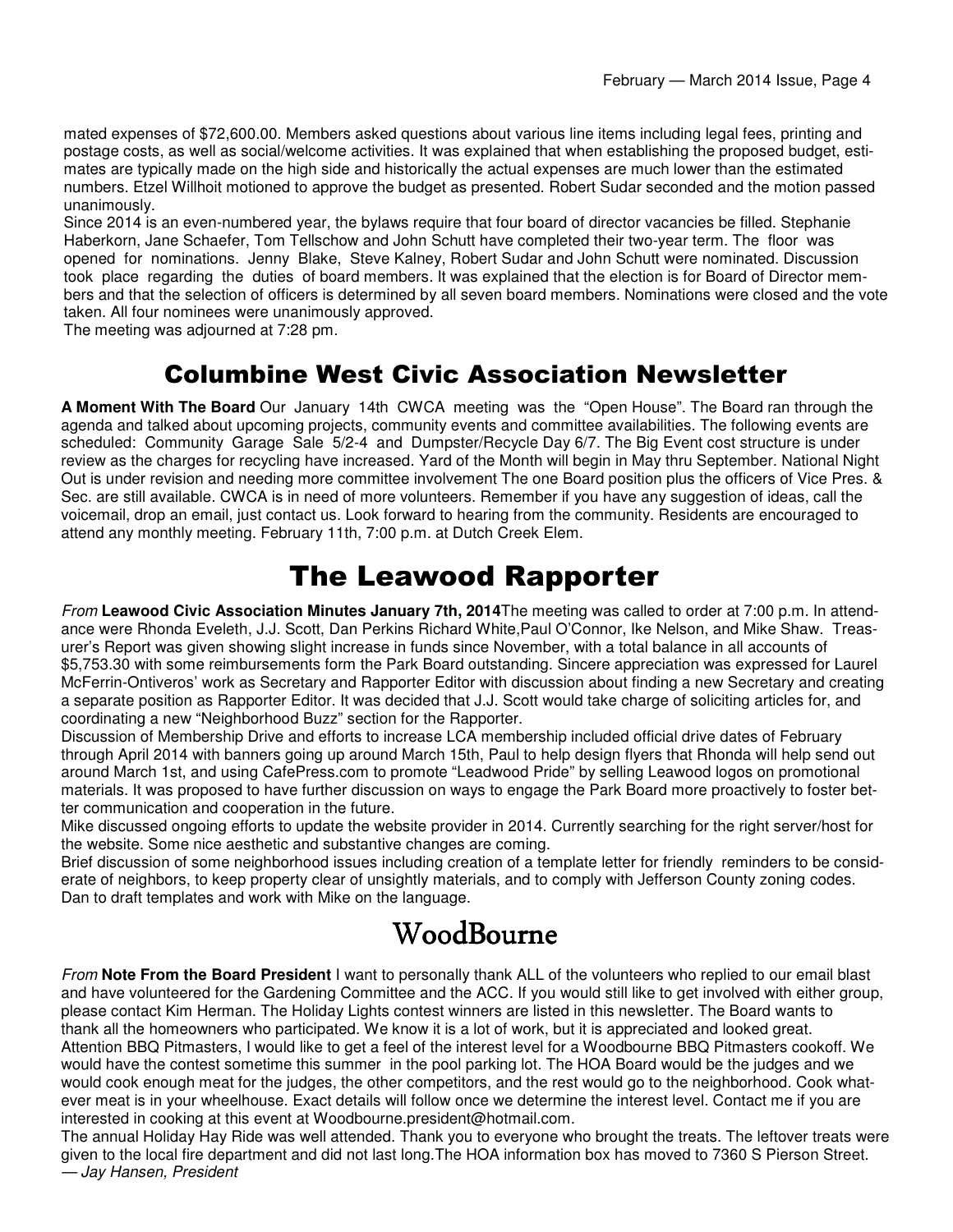mated expenses of $72,600.00. Members asked questions about various line items including legal fees, printing and postage costs, as well as social/welcome activities. It was explained that when establishing the proposed budget, estimates are typically made on the high side and historically the actual expenses are much lower than the estimated numbers. Etzel Willhoit motioned to approve the budget as presented. Robert Sudar seconded and the motion passed unanimously.

Since 2014 is an even-numbered year, the bylaws require that four board of director vacancies be filled. Stephanie Haberkorn, Jane Schaefer, Tom Tellschow and John Schutt have completed their two-year term. The floor was opened for nominations. Jenny Blake, Steve Kalney, Robert Sudar and John Schutt were nominated. Discussion took place regarding the duties of board members. It was explained that the election is for Board of Director members and that the selection of officers is determined by all seven board members. Nominations were closed and the vote taken. All four nominees were unanimously approved.

The meeting was adjourned at 7:28 pm.

## Columbine West Civic Association Newsletter

**A Moment With The Board** Our January 14th CWCA meeting was the "Open House". The Board ran through the agenda and talked about upcoming projects, community events and committee availabilities. The following events are scheduled: Community Garage Sale 5/2-4 and Dumpster/Recycle Day 6/7. The Big Event cost structure is under review as the charges for recycling have increased. Yard of the Month will begin in May thru September. National Night Out is under revision and needing more committee involvement The one Board position plus the officers of Vice Pres. & Sec. are still available. CWCA is in need of more volunteers. Remember if you have any suggestion of ideas, call the voicemail, drop an email, just contact us. Look forward to hearing from the community. Residents are encouraged to attend any monthly meeting. February 11th, 7:00 p.m. at Dutch Creek Elem.

## The Leawood Rapporter

*From* **Leawood Civic Association Minutes January 7th, 2014**The meeting was called to order at 7:00 p.m. In attendance were Rhonda Eveleth, J.J. Scott, Dan Perkins Richard White,Paul O'Connor, Ike Nelson, and Mike Shaw. Treasurer's Report was given showing slight increase in funds since November, with a total balance in all accounts of $5,753.30 with some reimbursements form the Park Board outstanding. Sincere appreciation was expressed for Laurel McFerrin-Ontiveros' work as Secretary and Rapporter Editor with discussion about finding a new Secretary and creating a separate position as Rapporter Editor. It was decided that J.J. Scott would take charge of soliciting articles for, and coordinating a new "Neighborhood Buzz" section for the Rapporter.

Discussion of Membership Drive and efforts to increase LCA membership included official drive dates of February through April 2014 with banners going up around March 15th, Paul to help design flyers that Rhonda will help send out around March 1st, and using CafePress.com to promote "Leadwood Pride" by selling Leawood logos on promotional materials. It was proposed to have further discussion on ways to engage the Park Board more proactively to foster better communication and cooperation in the future.

Mike discussed ongoing efforts to update the website provider in 2014. Currently searching for the right server/host for the website. Some nice aesthetic and substantive changes are coming.

Brief discussion of some neighborhood issues including creation of a template letter for friendly reminders to be considerate of neighbors, to keep property clear of unsightly materials, and to comply with Jefferson County zoning codes. Dan to draft templates and work with Mike on the language.

## WoodBourne

*From* **Note From the Board President** I want to personally thank ALL of the volunteers who replied to our email blast and have volunteered for the Gardening Committee and the ACC. If you would still like to get involved with either group, please contact Kim Herman. The Holiday Lights contest winners are listed in this newsletter. The Board wants to thank all the homeowners who participated. We know it is a lot of work, but it is appreciated and looked great.

Attention BBQ Pitmasters, I would like to get a feel of the interest level for a Woodbourne BBQ Pitmasters cookoff. We would have the contest sometime this summer in the pool parking lot. The HOA Board would be the judges and we would cook enough meat for the judges, the other competitors, and the rest would go to the neighborhood. Cook whatever meat is in your wheelhouse. Exact details will follow once we determine the interest level. Contact me if you are interested in cooking at this event at Woodbourne.president@hotmail.com.

The annual Holiday Hay Ride was well attended. Thank you to everyone who brought the treats. The leftover treats were given to the local fire department and did not last long.The HOA information box has moved to 7360 S Pierson Street.

— *Jay Hansen, President*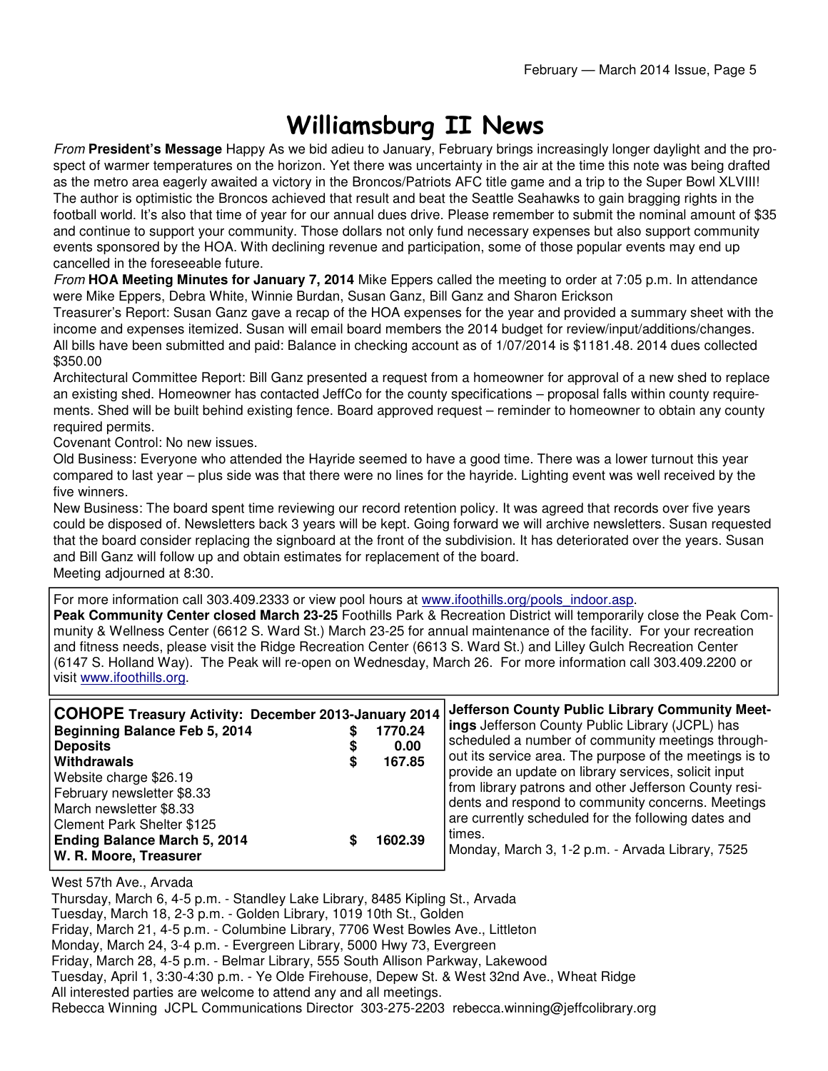# Williamsburg II News

*From* **President's Message** Happy As we bid adieu to January, February brings increasingly longer daylight and the prospect of warmer temperatures on the horizon. Yet there was uncertainty in the air at the time this note was being drafted as the metro area eagerly awaited a victory in the Broncos/Patriots AFC title game and a trip to the Super Bowl XLVIII! The author is optimistic the Broncos achieved that result and beat the Seattle Seahawks to gain bragging rights in the football world. It's also that time of year for our annual dues drive. Please remember to submit the nominal amount of $35 and continue to support your community. Those dollars not only fund necessary expenses but also support community events sponsored by the HOA. With declining revenue and participation, some of those popular events may end up cancelled in the foreseeable future.

*From* **HOA Meeting Minutes for January 7, 2014** Mike Eppers called the meeting to order at 7:05 p.m. In attendance were Mike Eppers, Debra White, Winnie Burdan, Susan Ganz, Bill Ganz and Sharon Erickson

Treasurer's Report: Susan Ganz gave a recap of the HOA expenses for the year and provided a summary sheet with the income and expenses itemized. Susan will email board members the 2014 budget for review/input/additions/changes. All bills have been submitted and paid: Balance in checking account as of 1/07/2014 is $1181.48. 2014 dues collected $350.00

Architectural Committee Report: Bill Ganz presented a request from a homeowner for approval of a new shed to replace an existing shed. Homeowner has contacted JeffCo for the county specifications – proposal falls within county requirements. Shed will be built behind existing fence. Board approved request – reminder to homeowner to obtain any county required permits.

Covenant Control: No new issues.

Old Business: Everyone who attended the Hayride seemed to have a good time. There was a lower turnout this year compared to last year – plus side was that there were no lines for the hayride. Lighting event was well received by the five winners.

New Business: The board spent time reviewing our record retention policy. It was agreed that records over five years could be disposed of. Newsletters back 3 years will be kept. Going forward we will archive newsletters. Susan requested that the board consider replacing the signboard at the front of the subdivision. It has deteriorated over the years. Susan and Bill Ganz will follow up and obtain estimates for replacement of the board.

Meeting adjourned at 8:30.

For more information call 303.409.2333 or view pool hours at www.ifoothills.org/pools_indoor.asp.

**Peak Community Center closed March 23-25** Foothills Park & Recreation District will temporarily close the Peak Community & Wellness Center (6612 S. Ward St.) March 23-25 for annual maintenance of the facility. For your recreation and fitness needs, please visit the Ridge Recreation Center (6613 S. Ward St.) and Lilley Gulch Recreation Center (6147 S. Holland Way). The Peak will re-open on Wednesday, March 26. For more information call 303.409.2200 or visit www.ifoothills.org.

**COHOPE Treasury Activity: December 2013-January 2014**

| | | |
|---|---|---|
| **Beginning Balance Feb 5, 2014** | **$** | **1770.24** |
| **Deposits** | **$** | **0.00** |
| **Withdrawals** | **$** | **167.85** |
| Website charge $26.19 | | |
| February newsletter $8.33 | | |
| March newsletter $8.33 | | |
| Clement Park Shelter $125 | | |
| **Ending Balance March 5, 2014** | **$** | **1602.39** |
| **W. R. Moore, Treasurer** | | |

**Jefferson County Public Library Community Meetings** Jefferson County Public Library (JCPL) has scheduled a number of community meetings throughout its service area. The purpose of the meetings is to provide an update on library services, solicit input from library patrons and other Jefferson County residents and respond to community concerns. Meetings are currently scheduled for the following dates and times.

Monday, March 3, 1-2 p.m. - Arvada Library, 7525 West 57th Ave., Arvada

Thursday, March 6, 4-5 p.m. - Standley Lake Library, 8485 Kipling St., Arvada

Tuesday, March 18, 2-3 p.m. - Golden Library, 1019 10th St., Golden

Friday, March 21, 4-5 p.m. - Columbine Library, 7706 West Bowles Ave., Littleton

Monday, March 24, 3-4 p.m. - Evergreen Library, 5000 Hwy 73, Evergreen

Friday, March 28, 4-5 p.m. - Belmar Library, 555 South Allison Parkway, Lakewood

Tuesday, April 1, 3:30-4:30 p.m. - Ye Olde Firehouse, Depew St. & West 32nd Ave., Wheat Ridge

All interested parties are welcome to attend any and all meetings.

Rebecca Winning JCPL Communications Director 303-275-2203 rebecca.winning@jeffcolibrary.org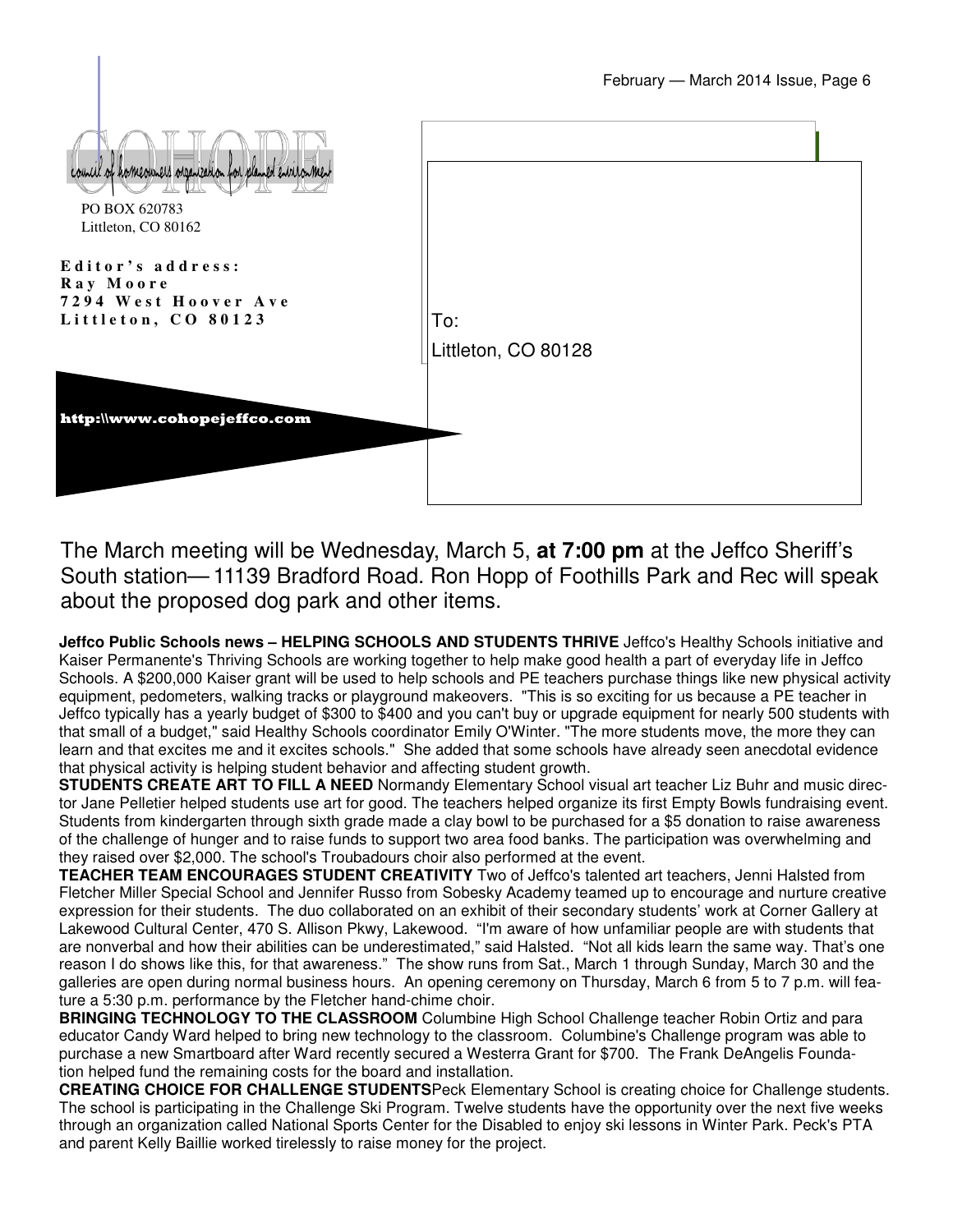COHOPE

council of homeowners organization for planned environment

PO BOX 620783
Littleton, CO 80162

**Editor's address:**
**Ray Moore**
**7294 West Hoover Ave**
**Littleton, CO 80123**

To:

Littleton, CO 80128

**http:\\www.cohopejeffco.com**

The March meeting will be Wednesday, March 5, **at 7:00 pm** at the Jeffco Sheriff's South station— 11139 Bradford Road. Ron Hopp of Foothills Park and Rec will speak about the proposed dog park and other items.

**Jeffco Public Schools news – HELPING SCHOOLS AND STUDENTS THRIVE** Jeffco's Healthy Schools initiative and Kaiser Permanente's Thriving Schools are working together to help make good health a part of everyday life in Jeffco Schools. A $200,000 Kaiser grant will be used to help schools and PE teachers purchase things like new physical activity equipment, pedometers, walking tracks or playground makeovers. "This is so exciting for us because a PE teacher in Jeffco typically has a yearly budget of $300 to $400 and you can't buy or upgrade equipment for nearly 500 students with that small of a budget," said Healthy Schools coordinator Emily O'Winter. "The more students move, the more they can learn and that excites me and it excites schools." She added that some schools have already seen anecdotal evidence that physical activity is helping student behavior and affecting student growth.

**STUDENTS CREATE ART TO FILL A NEED** Normandy Elementary School visual art teacher Liz Buhr and music director Jane Pelletier helped students use art for good. The teachers helped organize its first Empty Bowls fundraising event. Students from kindergarten through sixth grade made a clay bowl to be purchased for a $5 donation to raise awareness of the challenge of hunger and to raise funds to support two area food banks. The participation was overwhelming and they raised over $2,000. The school's Troubadours choir also performed at the event.

**TEACHER TEAM ENCOURAGES STUDENT CREATIVITY** Two of Jeffco's talented art teachers, Jenni Halsted from Fletcher Miller Special School and Jennifer Russo from Sobesky Academy teamed up to encourage and nurture creative expression for their students. The duo collaborated on an exhibit of their secondary students' work at Corner Gallery at Lakewood Cultural Center, 470 S. Allison Pkwy, Lakewood. "I'm aware of how unfamiliar people are with students that are nonverbal and how their abilities can be underestimated," said Halsted. "Not all kids learn the same way. That's one reason I do shows like this, for that awareness." The show runs from Sat., March 1 through Sunday, March 30 and the galleries are open during normal business hours. An opening ceremony on Thursday, March 6 from 5 to 7 p.m. will feature a 5:30 p.m. performance by the Fletcher hand-chime choir.

**BRINGING TECHNOLOGY TO THE CLASSROOM** Columbine High School Challenge teacher Robin Ortiz and para educator Candy Ward helped to bring new technology to the classroom. Columbine's Challenge program was able to purchase a new Smartboard after Ward recently secured a Westerra Grant for $700. The Frank DeAngelis Foundation helped fund the remaining costs for the board and installation.

**CREATING CHOICE FOR CHALLENGE STUDENTS** Peck Elementary School is creating choice for Challenge students. The school is participating in the Challenge Ski Program. Twelve students have the opportunity over the next five weeks through an organization called National Sports Center for the Disabled to enjoy ski lessons in Winter Park. Peck's PTA and parent Kelly Baillie worked tirelessly to raise money for the project.